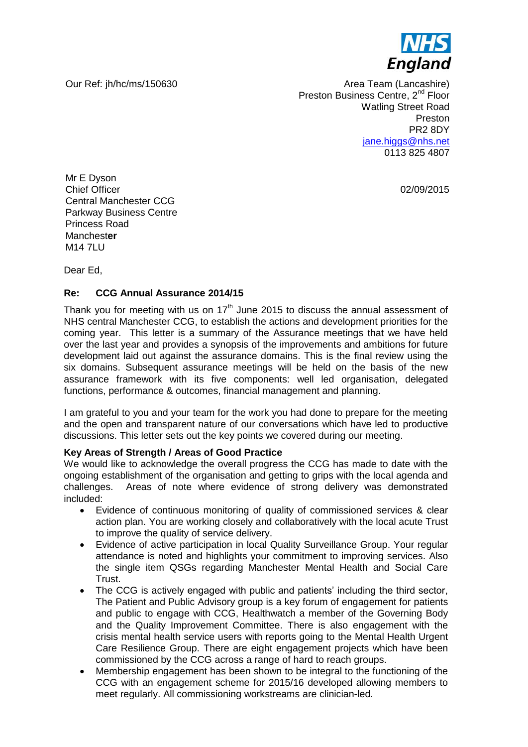NHS England

Our Ref: jh/hc/ms/150630

Area Team (Lancashire)
Preston Business Centre, 2nd Floor
Watling Street Road
Preston
PR2 8DY
jane.higgs@nhs.net
0113 825 4807

Mr E Dyson
Chief Officer
Central Manchester CCG
Parkway Business Centre
Princess Road
Manchester
M14 7LU

02/09/2015

Dear Ed,

**Re: CCG Annual Assurance 2014/15**

Thank you for meeting with us on 17th June 2015 to discuss the annual assessment of NHS central Manchester CCG, to establish the actions and development priorities for the coming year. This letter is a summary of the Assurance meetings that we have held over the last year and provides a synopsis of the improvements and ambitions for future development laid out against the assurance domains. This is the final review using the six domains. Subsequent assurance meetings will be held on the basis of the new assurance framework with its five components: well led organisation, delegated functions, performance & outcomes, financial management and planning.

I am grateful to you and your team for the work you had done to prepare for the meeting and the open and transparent nature of our conversations which have led to productive discussions. This letter sets out the key points we covered during our meeting.

**Key Areas of Strength / Areas of Good Practice**

We would like to acknowledge the overall progress the CCG has made to date with the ongoing establishment of the organisation and getting to grips with the local agenda and challenges. Areas of note where evidence of strong delivery was demonstrated included:

- Evidence of continuous monitoring of quality of commissioned services & clear action plan. You are working closely and collaboratively with the local acute Trust to improve the quality of service delivery.
- Evidence of active participation in local Quality Surveillance Group. Your regular attendance is noted and highlights your commitment to improving services. Also the single item QSGs regarding Manchester Mental Health and Social Care Trust.
- The CCG is actively engaged with public and patients' including the third sector, The Patient and Public Advisory group is a key forum of engagement for patients and public to engage with CCG, Healthwatch a member of the Governing Body and the Quality Improvement Committee. There is also engagement with the crisis mental health service users with reports going to the Mental Health Urgent Care Resilience Group. There are eight engagement projects which have been commissioned by the CCG across a range of hard to reach groups.
- Membership engagement has been shown to be integral to the functioning of the CCG with an engagement scheme for 2015/16 developed allowing members to meet regularly. All commissioning workstreams are clinician-led.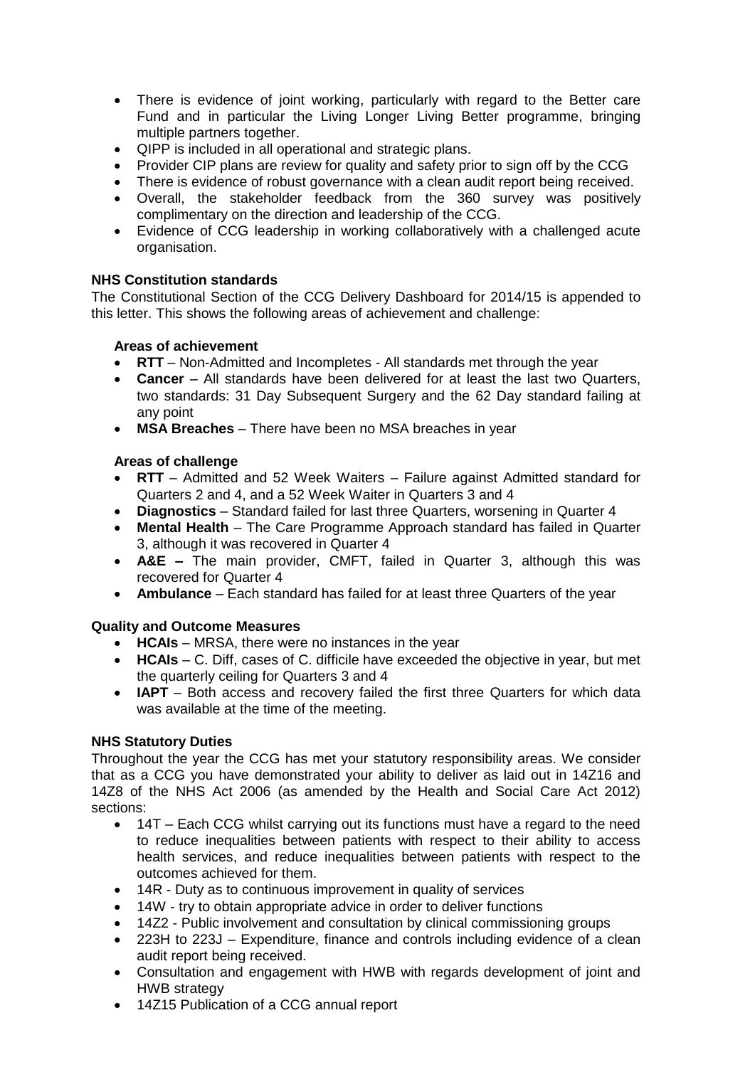- There is evidence of joint working, particularly with regard to the Better care Fund and in particular the Living Longer Living Better programme, bringing multiple partners together.
- QIPP is included in all operational and strategic plans.
- Provider CIP plans are review for quality and safety prior to sign off by the CCG
- There is evidence of robust governance with a clean audit report being received.
- Overall, the stakeholder feedback from the 360 survey was positively complimentary on the direction and leadership of the CCG.
- Evidence of CCG leadership in working collaboratively with a challenged acute organisation.

**NHS Constitution standards**

The Constitutional Section of the CCG Delivery Dashboard for 2014/15 is appended to this letter. This shows the following areas of achievement and challenge:

**Areas of achievement**

- **RTT** – Non-Admitted and Incompletes - All standards met through the year
- **Cancer** – All standards have been delivered for at least the last two Quarters, two standards: 31 Day Subsequent Surgery and the 62 Day standard failing at any point
- **MSA Breaches** – There have been no MSA breaches in year

**Areas of challenge**

- **RTT** – Admitted and 52 Week Waiters – Failure against Admitted standard for Quarters 2 and 4, and a 52 Week Waiter in Quarters 3 and 4
- **Diagnostics** – Standard failed for last three Quarters, worsening in Quarter 4
- **Mental Health** – The Care Programme Approach standard has failed in Quarter 3, although it was recovered in Quarter 4
- **A&E –** The main provider, CMFT, failed in Quarter 3, although this was recovered for Quarter 4
- **Ambulance** – Each standard has failed for at least three Quarters of the year

**Quality and Outcome Measures**

- **HCAIs** – MRSA, there were no instances in the year
- **HCAIs** – C. Diff, cases of C. difficile have exceeded the objective in year, but met the quarterly ceiling for Quarters 3 and 4
- **IAPT** – Both access and recovery failed the first three Quarters for which data was available at the time of the meeting.

**NHS Statutory Duties**

Throughout the year the CCG has met your statutory responsibility areas. We consider that as a CCG you have demonstrated your ability to deliver as laid out in 14Z16 and 14Z8 of the NHS Act 2006 (as amended by the Health and Social Care Act 2012) sections:

- 14T – Each CCG whilst carrying out its functions must have a regard to the need to reduce inequalities between patients with respect to their ability to access health services, and reduce inequalities between patients with respect to the outcomes achieved for them.
- 14R - Duty as to continuous improvement in quality of services
- 14W - try to obtain appropriate advice in order to deliver functions
- 14Z2 - Public involvement and consultation by clinical commissioning groups
- 223H to 223J – Expenditure, finance and controls including evidence of a clean audit report being received.
- Consultation and engagement with HWB with regards development of joint and HWB strategy
- 14Z15 Publication of a CCG annual report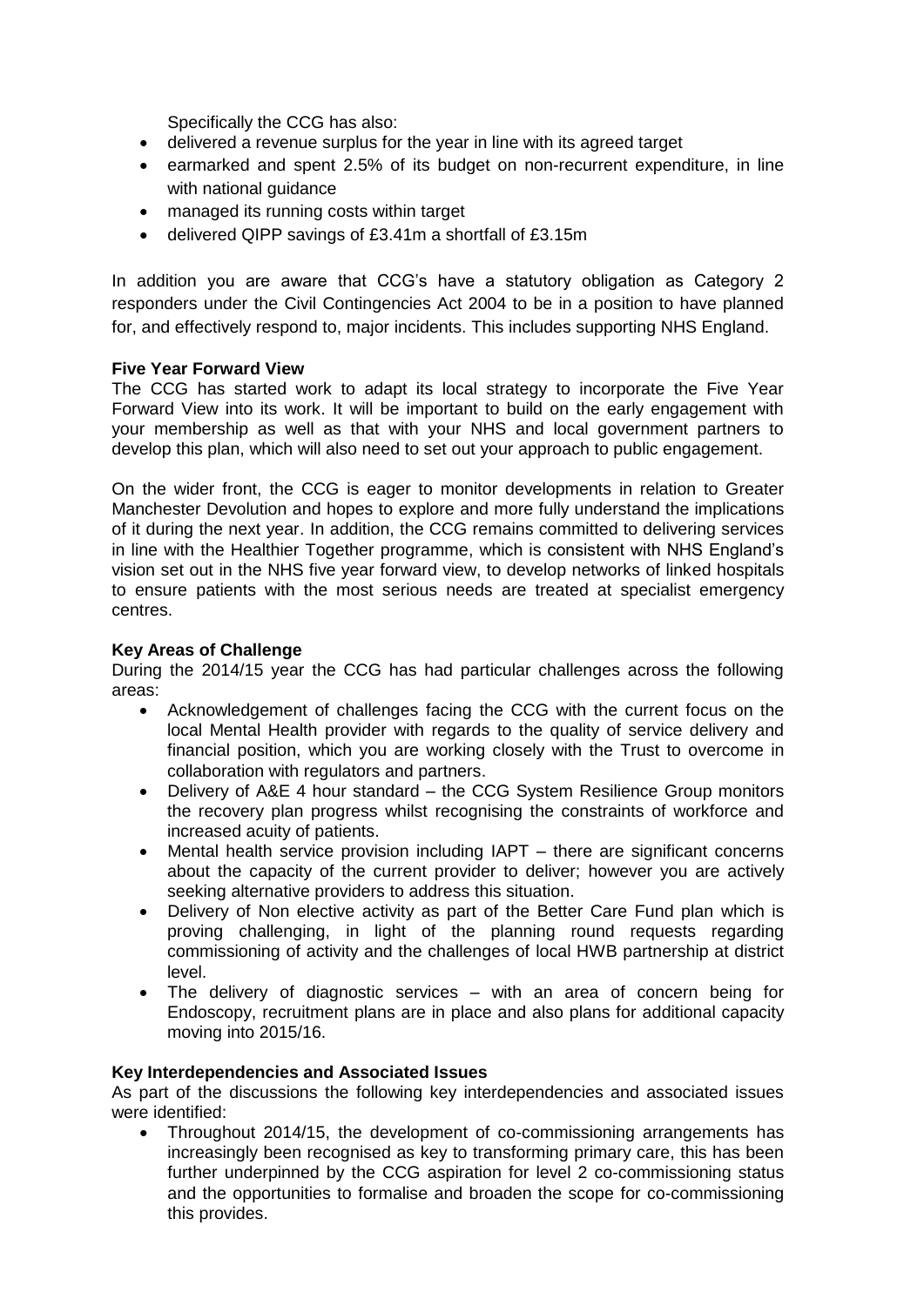Specifically the CCG has also:

- delivered a revenue surplus for the year in line with its agreed target
- earmarked and spent 2.5% of its budget on non-recurrent expenditure, in line with national guidance
- managed its running costs within target
- delivered QIPP savings of £3.41m a shortfall of £3.15m

In addition you are aware that CCG's have a statutory obligation as Category 2 responders under the Civil Contingencies Act 2004 to be in a position to have planned for, and effectively respond to, major incidents. This includes supporting NHS England.

**Five Year Forward View**

The CCG has started work to adapt its local strategy to incorporate the Five Year Forward View into its work. It will be important to build on the early engagement with your membership as well as that with your NHS and local government partners to develop this plan, which will also need to set out your approach to public engagement.

On the wider front, the CCG is eager to monitor developments in relation to Greater Manchester Devolution and hopes to explore and more fully understand the implications of it during the next year. In addition, the CCG remains committed to delivering services in line with the Healthier Together programme, which is consistent with NHS England's vision set out in the NHS five year forward view, to develop networks of linked hospitals to ensure patients with the most serious needs are treated at specialist emergency centres.

**Key Areas of Challenge**

During the 2014/15 year the CCG has had particular challenges across the following areas:

- Acknowledgement of challenges facing the CCG with the current focus on the local Mental Health provider with regards to the quality of service delivery and financial position, which you are working closely with the Trust to overcome in collaboration with regulators and partners.
- Delivery of A&E 4 hour standard – the CCG System Resilience Group monitors the recovery plan progress whilst recognising the constraints of workforce and increased acuity of patients.
- Mental health service provision including IAPT – there are significant concerns about the capacity of the current provider to deliver; however you are actively seeking alternative providers to address this situation.
- Delivery of Non elective activity as part of the Better Care Fund plan which is proving challenging, in light of the planning round requests regarding commissioning of activity and the challenges of local HWB partnership at district level.
- The delivery of diagnostic services – with an area of concern being for Endoscopy, recruitment plans are in place and also plans for additional capacity moving into 2015/16.

**Key Interdependencies and Associated Issues**

As part of the discussions the following key interdependencies and associated issues were identified:

- Throughout 2014/15, the development of co-commissioning arrangements has increasingly been recognised as key to transforming primary care, this has been further underpinned by the CCG aspiration for level 2 co-commissioning status and the opportunities to formalise and broaden the scope for co-commissioning this provides.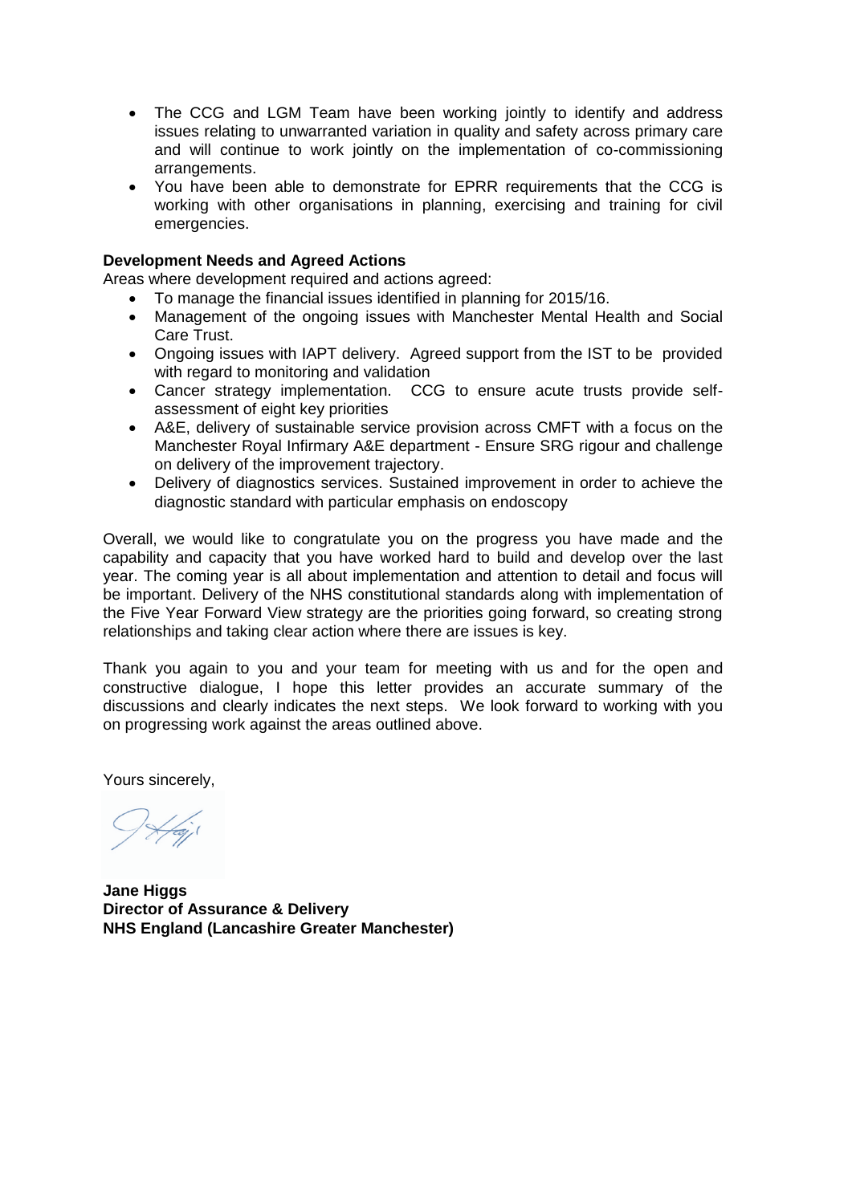- The CCG and LGM Team have been working jointly to identify and address issues relating to unwarranted variation in quality and safety across primary care and will continue to work jointly on the implementation of co-commissioning arrangements.
- You have been able to demonstrate for EPRR requirements that the CCG is working with other organisations in planning, exercising and training for civil emergencies.

**Development Needs and Agreed Actions**

Areas where development required and actions agreed:

- To manage the financial issues identified in planning for 2015/16.
- Management of the ongoing issues with Manchester Mental Health and Social Care Trust.
- Ongoing issues with IAPT delivery. Agreed support from the IST to be provided with regard to monitoring and validation
- Cancer strategy implementation. CCG to ensure acute trusts provide self-assessment of eight key priorities
- A&E, delivery of sustainable service provision across CMFT with a focus on the Manchester Royal Infirmary A&E department - Ensure SRG rigour and challenge on delivery of the improvement trajectory.
- Delivery of diagnostics services. Sustained improvement in order to achieve the diagnostic standard with particular emphasis on endoscopy

Overall, we would like to congratulate you on the progress you have made and the capability and capacity that you have worked hard to build and develop over the last year. The coming year is all about implementation and attention to detail and focus will be important. Delivery of the NHS constitutional standards along with implementation of the Five Year Forward View strategy are the priorities going forward, so creating strong relationships and taking clear action where there are issues is key.

Thank you again to you and your team for meeting with us and for the open and constructive dialogue, I hope this letter provides an accurate summary of the discussions and clearly indicates the next steps. We look forward to working with you on progressing work against the areas outlined above.

Yours sincerely,

**Jane Higgs**
**Director of Assurance & Delivery**
**NHS England (Lancashire Greater Manchester)**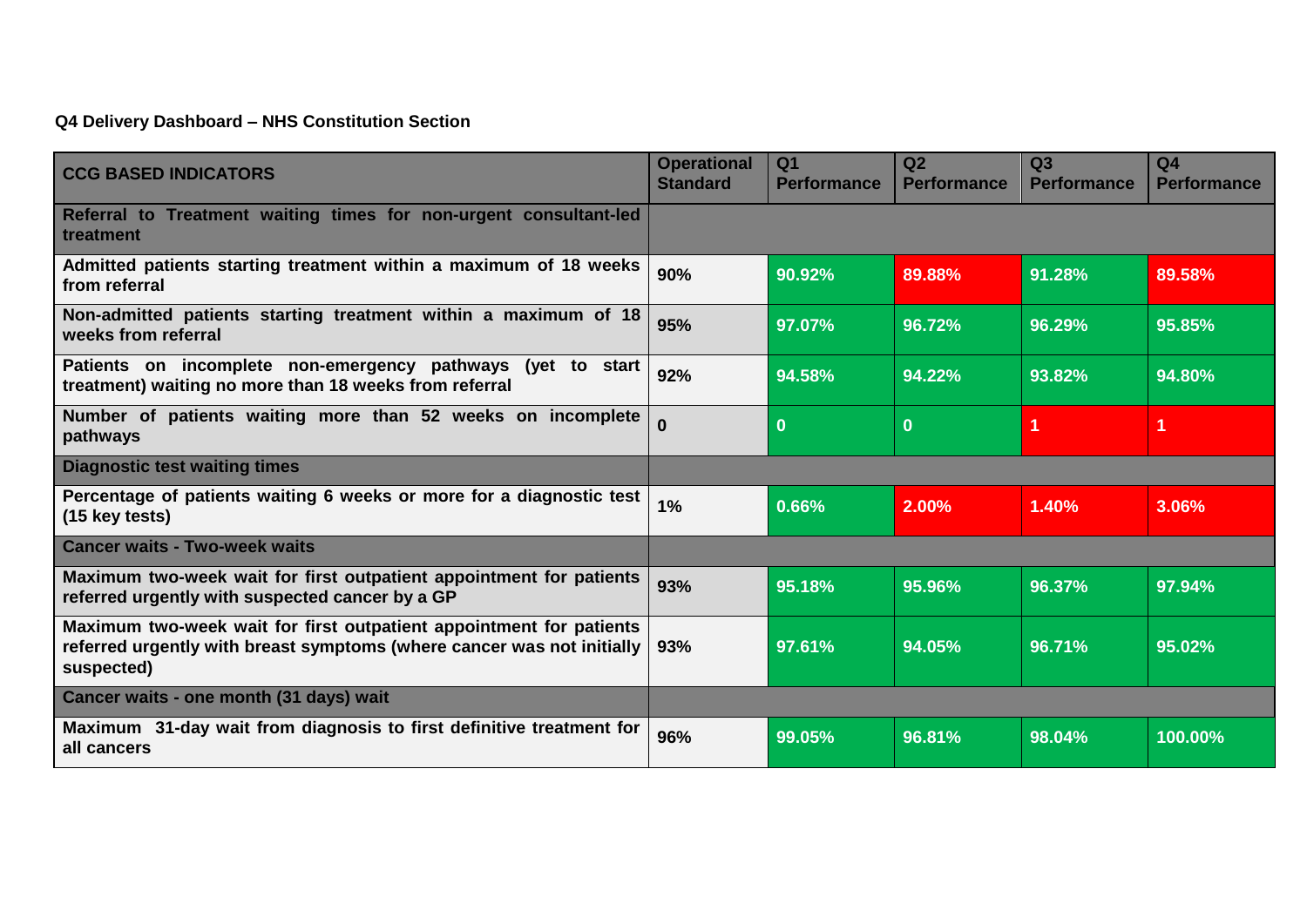**Q4 Delivery Dashboard – NHS Constitution Section**

| CCG BASED INDICATORS | Operational Standard | Q1 Performance | Q2 Performance | Q3 Performance | Q4 Performance |
|---|---|---|---|---|---|
| **Referral to Treatment waiting times for non-urgent consultant-led treatment** | | | | | |
| Admitted patients starting treatment within a maximum of 18 weeks from referral | 90% | 90.92% | 89.88% | 91.28% | 89.58% |
| Non-admitted patients starting treatment within a maximum of 18 weeks from referral | 95% | 97.07% | 96.72% | 96.29% | 95.85% |
| Patients on incomplete non-emergency pathways (yet to start treatment) waiting no more than 18 weeks from referral | 92% | 94.58% | 94.22% | 93.82% | 94.80% |
| Number of patients waiting more than 52 weeks on incomplete pathways | 0 | 0 | 0 | 1 | 1 |
| **Diagnostic test waiting times** | | | | | |
| Percentage of patients waiting 6 weeks or more for a diagnostic test (15 key tests) | 1% | 0.66% | 2.00% | 1.40% | 3.06% |
| **Cancer waits - Two-week waits** | | | | | |
| Maximum two-week wait for first outpatient appointment for patients referred urgently with suspected cancer by a GP | 93% | 95.18% | 95.96% | 96.37% | 97.94% |
| Maximum two-week wait for first outpatient appointment for patients referred urgently with breast symptoms (where cancer was not initially suspected) | 93% | 97.61% | 94.05% | 96.71% | 95.02% |
| **Cancer waits - one month (31 days) wait** | | | | | |
| Maximum 31-day wait from diagnosis to first definitive treatment for all cancers | 96% | 99.05% | 96.81% | 98.04% | 100.00% |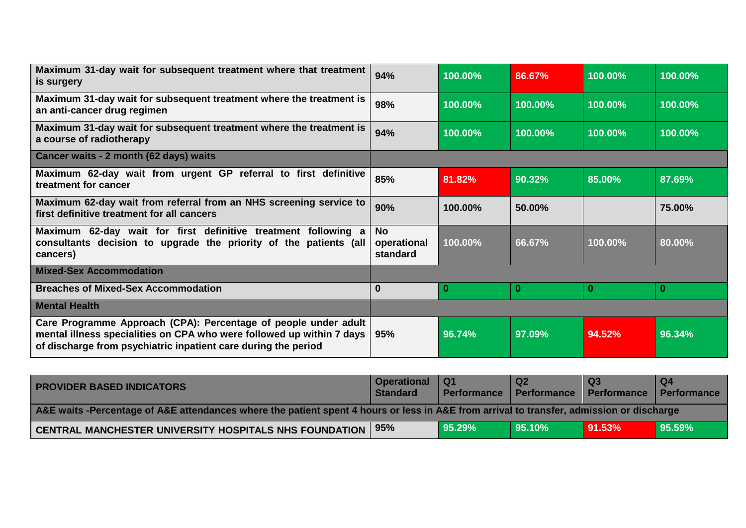| | | | | | |
|---|---|---|---|---|---|
| **Maximum 31-day wait for subsequent treatment where that treatment is surgery** | **94%** | **100.00%** | **86.67%** | **100.00%** | **100.00%** |
| **Maximum 31-day wait for subsequent treatment where the treatment is an anti-cancer drug regimen** | **98%** | **100.00%** | **100.00%** | **100.00%** | **100.00%** |
| **Maximum 31-day wait for subsequent treatment where the treatment is a course of radiotherapy** | **94%** | **100.00%** | **100.00%** | **100.00%** | **100.00%** |
| **Cancer waits - 2 month (62 days) waits** | | | | | |
| **Maximum 62-day wait from urgent GP referral to first definitive treatment for cancer** | **85%** | **81.82%** | **90.32%** | **85.00%** | **87.69%** |
| **Maximum 62-day wait from referral from an NHS screening service to first definitive treatment for all cancers** | **90%** | **100.00%** | **50.00%** | | **75.00%** |
| **Maximum 62-day wait for first definitive treatment following a consultants decision to upgrade the priority of the patients (all cancers)** | **No operational standard** | **100.00%** | **66.67%** | **100.00%** | **80.00%** |
| **Mixed-Sex Accommodation** | | | | | |
| **Breaches of Mixed-Sex Accommodation** | **0** | **0** | **0** | **0** | **0** |
| **Mental Health** | | | | | |
| **Care Programme Approach (CPA): Percentage of people under adult mental illness specialities on CPA who were followed up within 7 days of discharge from psychiatric inpatient care during the period** | **95%** | **96.74%** | **97.09%** | **94.52%** | **96.34%** |

| PROVIDER BASED INDICATORS | Operational Standard | Q1 Performance | Q2 Performance | Q3 Performance | Q4 Performance |
|---|---|---|---|---|---|
| **A&E waits -Percentage of A&E attendances where the patient spent 4 hours or less in A&E from arrival to transfer, admission or discharge** | | | | | |
| **CENTRAL MANCHESTER UNIVERSITY HOSPITALS NHS FOUNDATION** | **95%** | **95.29%** | **95.10%** | **91.53%** | **95.59%** |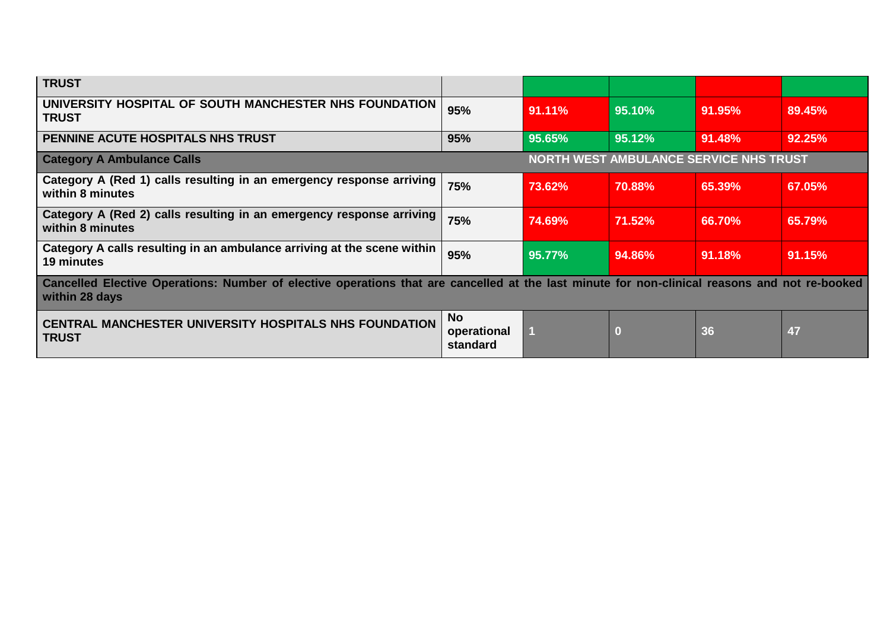| TRUST | | | | | |
|---|---|---|---|---|---|
| UNIVERSITY HOSPITAL OF SOUTH MANCHESTER NHS FOUNDATION TRUST | 95% | 91.11% | 95.10% | 91.95% | 89.45% |
| PENNINE ACUTE HOSPITALS NHS TRUST | 95% | 95.65% | 95.12% | 91.48% | 92.25% |
| **Category A Ambulance Calls** | | **NORTH WEST AMBULANCE SERVICE NHS TRUST** | | | |
| Category A (Red 1) calls resulting in an emergency response arriving within 8 minutes | 75% | 73.62% | 70.88% | 65.39% | 67.05% |
| Category A (Red 2) calls resulting in an emergency response arriving within 8 minutes | 75% | 74.69% | 71.52% | 66.70% | 65.79% |
| Category A calls resulting in an ambulance arriving at the scene within 19 minutes | 95% | 95.77% | 94.86% | 91.18% | 91.15% |
| **Cancelled Elective Operations: Number of elective operations that are cancelled at the last minute for non-clinical reasons and not re-booked within 28 days** | | | | | |
| CENTRAL MANCHESTER UNIVERSITY HOSPITALS NHS FOUNDATION TRUST | No operational standard | 1 | 0 | 36 | 47 |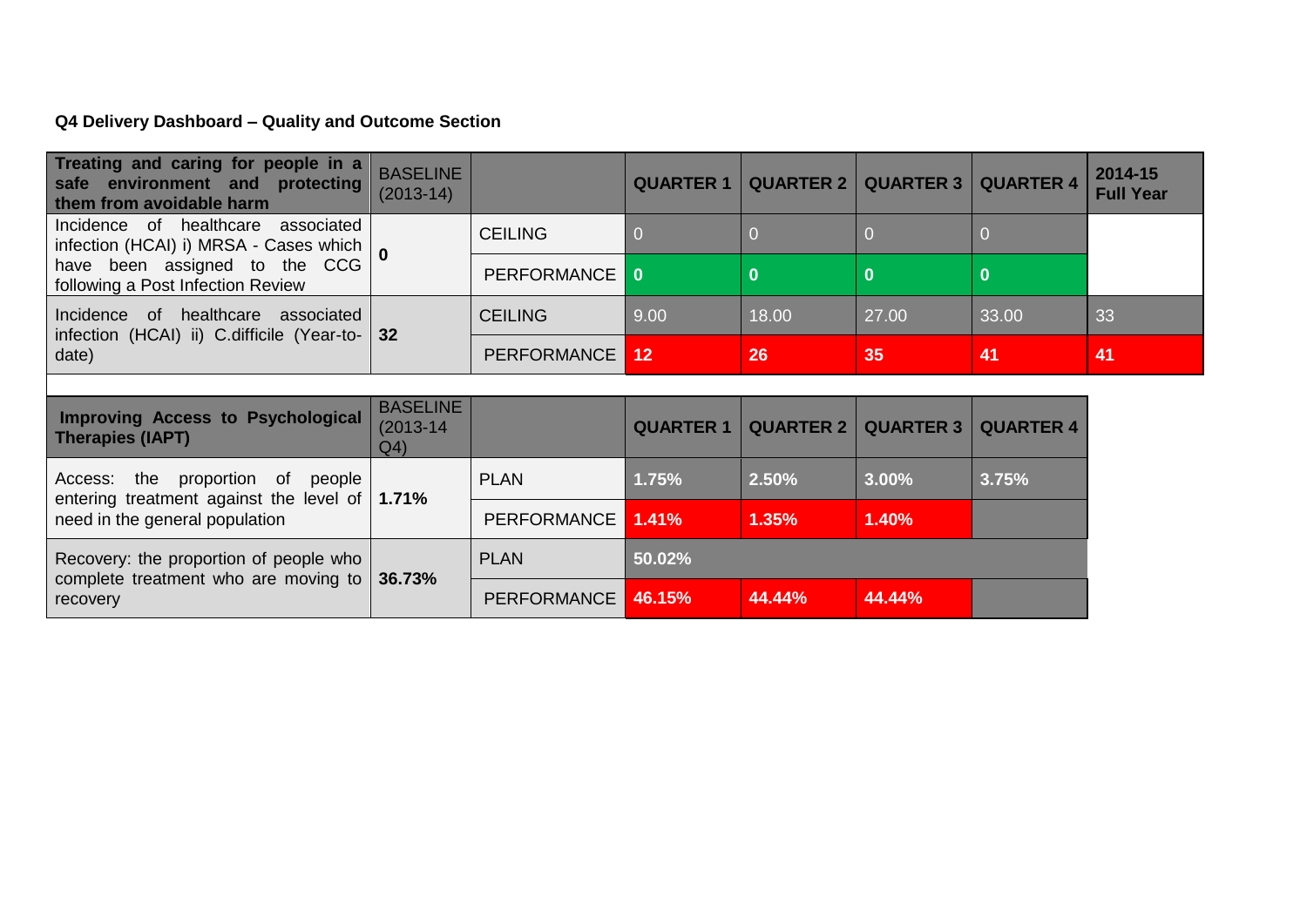### Q4 Delivery Dashboard – Quality and Outcome Section

| Treating and caring for people in a safe environment and protecting them from avoidable harm | BASELINE (2013-14) | | QUARTER 1 | QUARTER 2 | QUARTER 3 | QUARTER 4 | 2014-15 Full Year |
|---|---|---|---|---|---|---|---|
| Incidence of healthcare associated infection (HCAI) i) MRSA - Cases which have been assigned to the CCG following a Post Infection Review | 0 | CEILING | 0 | 0 | 0 | 0 | |
| | | PERFORMANCE | 0 | 0 | 0 | 0 | |
| Incidence of healthcare associated infection (HCAI) ii) C.difficile (Year-to-date) | 32 | CEILING | 9.00 | 18.00 | 27.00 | 33.00 | 33 |
| | | PERFORMANCE | 12 | 26 | 35 | 41 | 41 |

| Improving Access to Psychological Therapies (IAPT) | BASELINE (2013-14 Q4) | | QUARTER 1 | QUARTER 2 | QUARTER 3 | QUARTER 4 |
|---|---|---|---|---|---|---|
| Access: the proportion of people entering treatment against the level of need in the general population | 1.71% | PLAN | 1.75% | 2.50% | 3.00% | 3.75% |
| | | PERFORMANCE | 1.41% | 1.35% | 1.40% | |
| Recovery: the proportion of people who complete treatment who are moving to recovery | 36.73% | PLAN | 50.02% | | | |
| | | PERFORMANCE | 46.15% | 44.44% | 44.44% | |